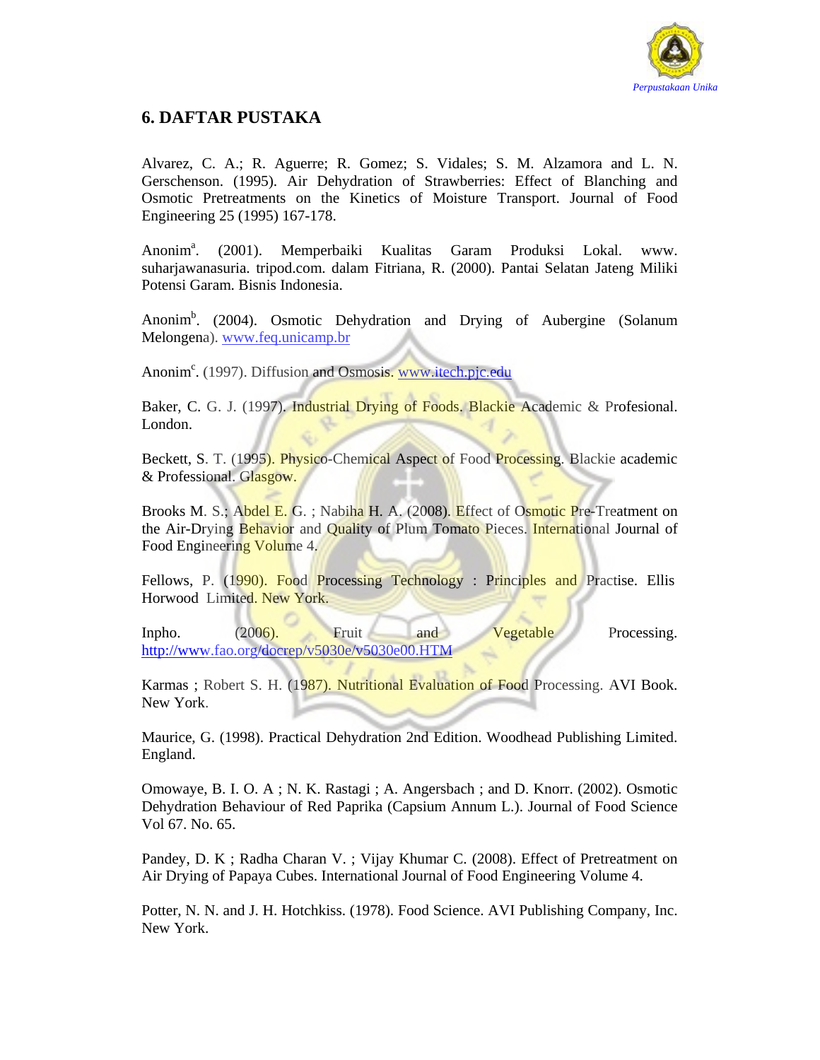## 6. DAFTAR PUSTAKA

Alvarez, C. A.; R. Aguerre; R. Gomez; S. Vidales; S. M. Alzamora and L. N. Gerschenson. (1995). Air Dehydration of Strawberries: Effect of Blanching and Osmotic Pretreatments on the Kinetics of Moisture Transport. Journal of Food Engineering 25 (1995) 167-178.

Anonim[a]. (2001). Memperbaiki Kualitas Garam Produksi Lokal. www. suharjawanasuria. tripod.com. dalam Fitriana, R. (2000). Pantai Selatan Jateng Miliki Potensi Garam. Bisnis Indonesia.

Anonim[b]. (2004). Osmotic Dehydration and Drying of Aubergine (Solanum Melongena). www.feq.unicamp.br

Anonim[c]. (1997). Diffusion and Osmosis. www.itech.pjc.edu

Baker, C. G. J. (1997). Industrial Drying of Foods. Blackie Academic & Profesional. London.

Beckett, S. T. (1995). Physico-Chemical Aspect of Food Processing. Blackie academic & Professional. Glasgow.

Brooks M. S.; Abdel E. G. ; Nabiha H. A. (2008). Effect of Osmotic Pre-Treatment on the Air-Drying Behavior and Quality of Plum Tomato Pieces. International Journal of Food Engineering Volume 4.

Fellows, P. (1990). Food Processing Technology : Principles and Practise. Ellis Horwood Limited. New York.

Inpho. (2006). Fruit and Vegetable Processing. http://www.fao.org/docrep/v5030e/v5030e00.HTM

Karmas ; Robert S. H. (1987). Nutritional Evaluation of Food Processing. AVI Book. New York.

Maurice, G. (1998). Practical Dehydration 2nd Edition. Woodhead Publishing Limited. England.

Omowaye, B. I. O. A ; N. K. Rastagi ; A. Angersbach ; and D. Knorr. (2002). Osmotic Dehydration Behaviour of Red Paprika (Capsium Annum L.). Journal of Food Science Vol 67. No. 65.

Pandey, D. K ; Radha Charan V. ; Vijay Khumar C. (2008). Effect of Pretreatment on Air Drying of Papaya Cubes. International Journal of Food Engineering Volume 4.

Potter, N. N. and J. H. Hotchkiss. (1978). Food Science. AVI Publishing Company, Inc. New York.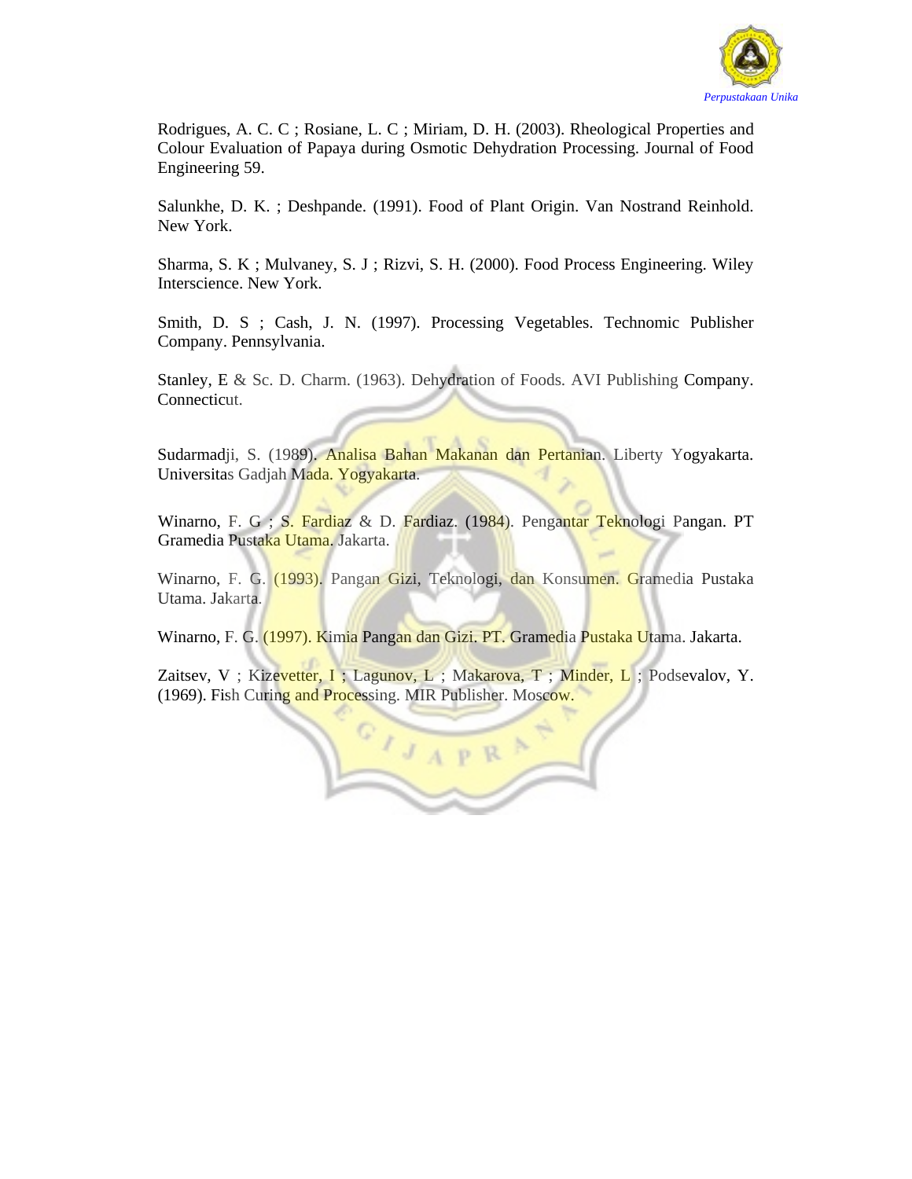Rodrigues, A. C. C ; Rosiane, L. C ; Miriam, D. H. (2003). Rheological Properties and Colour Evaluation of Papaya during Osmotic Dehydration Processing. Journal of Food Engineering 59.

Salunkhe, D. K. ; Deshpande. (1991). Food of Plant Origin. Van Nostrand Reinhold. New York.

Sharma, S. K ; Mulvaney, S. J ; Rizvi, S. H. (2000). Food Process Engineering. Wiley Interscience. New York.

Smith, D. S ; Cash, J. N. (1997). Processing Vegetables. Technomic Publisher Company. Pennsylvania.

Stanley, E & Sc. D. Charm. (1963). Dehydration of Foods. AVI Publishing Company. Connecticut.

Sudarmadji, S. (1989). Analisa Bahan Makanan dan Pertanian. Liberty Yogyakarta. Universitas Gadjah Mada. Yogyakarta.

Winarno, F. G ; S. Fardiaz & D. Fardiaz. (1984). Pengantar Teknologi Pangan. PT Gramedia Pustaka Utama. Jakarta.

Winarno, F. G. (1993). Pangan Gizi, Teknologi, dan Konsumen. Gramedia Pustaka Utama. Jakarta.

Winarno, F. G. (1997). Kimia Pangan dan Gizi. PT. Gramedia Pustaka Utama. Jakarta.

Zaitsev, V ; Kizevetter, I ; Lagunov, L ; Makarova, T ; Minder, L ; Podsevalov, Y. (1969). Fish Curing and Processing. MIR Publisher. Moscow.